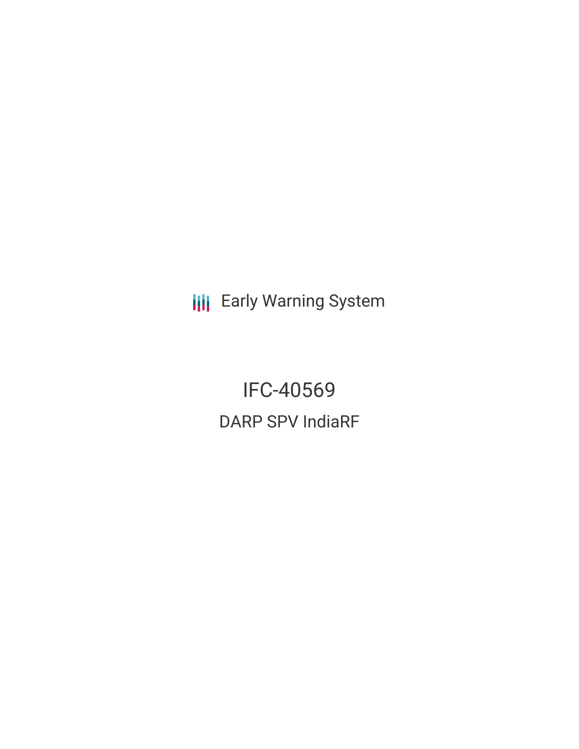Early Warning System

# IFC-40569

## DARP SPV IndiaRF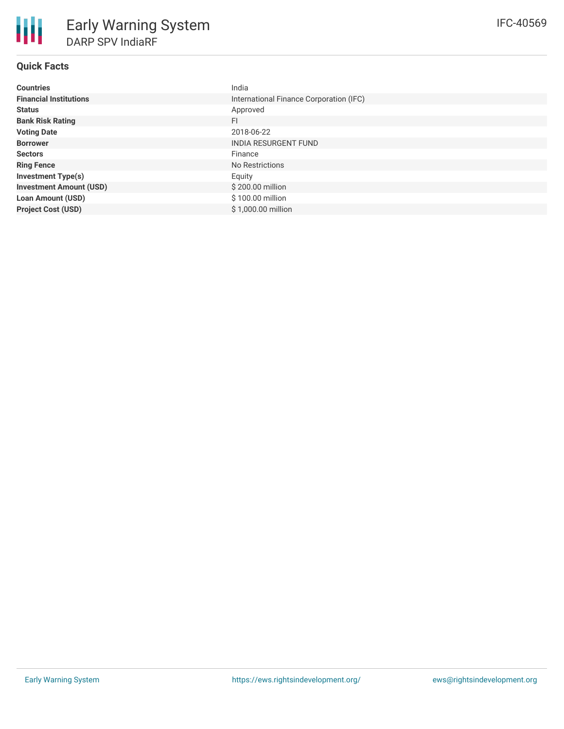# Early Warning System

## DARP SPV IndiaRF

IFC-40569

### Quick Facts

| | |
|---|---|
| **Countries** | India |
| **Financial Institutions** | International Finance Corporation (IFC) |
| **Status** | Approved |
| **Bank Risk Rating** | FI |
| **Voting Date** | 2018-06-22 |
| **Borrower** | INDIA RESURGENT FUND |
| **Sectors** | Finance |
| **Ring Fence** | No Restrictions |
| **Investment Type(s)** | Equity |
| **Investment Amount (USD)** | $ 200.00 million |
| **Loan Amount (USD)** | $ 100.00 million |
| **Project Cost (USD)** | $ 1,000.00 million |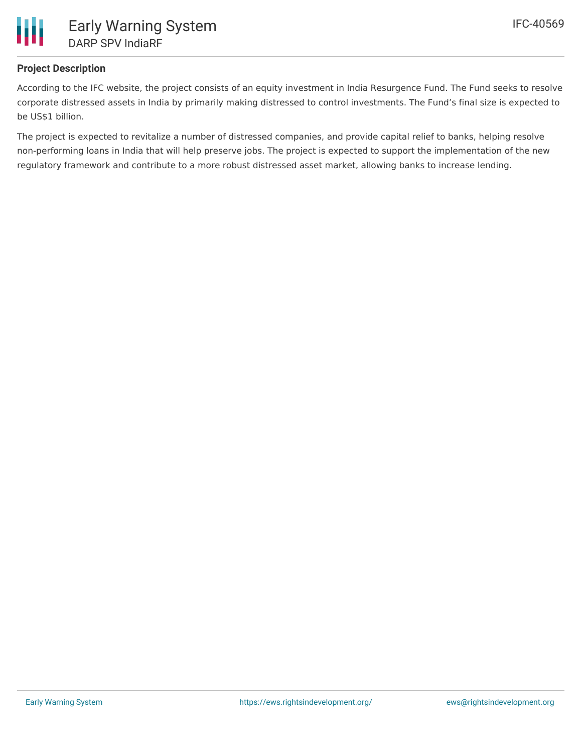## Project Description

According to the IFC website, the project consists of an equity investment in India Resurgence Fund. The Fund seeks to resolve corporate distressed assets in India by primarily making distressed to control investments. The Fund's final size is expected to be US$1 billion.

The project is expected to revitalize a number of distressed companies, and provide capital relief to banks, helping resolve non-performing loans in India that will help preserve jobs. The project is expected to support the implementation of the new regulatory framework and contribute to a more robust distressed asset market, allowing banks to increase lending.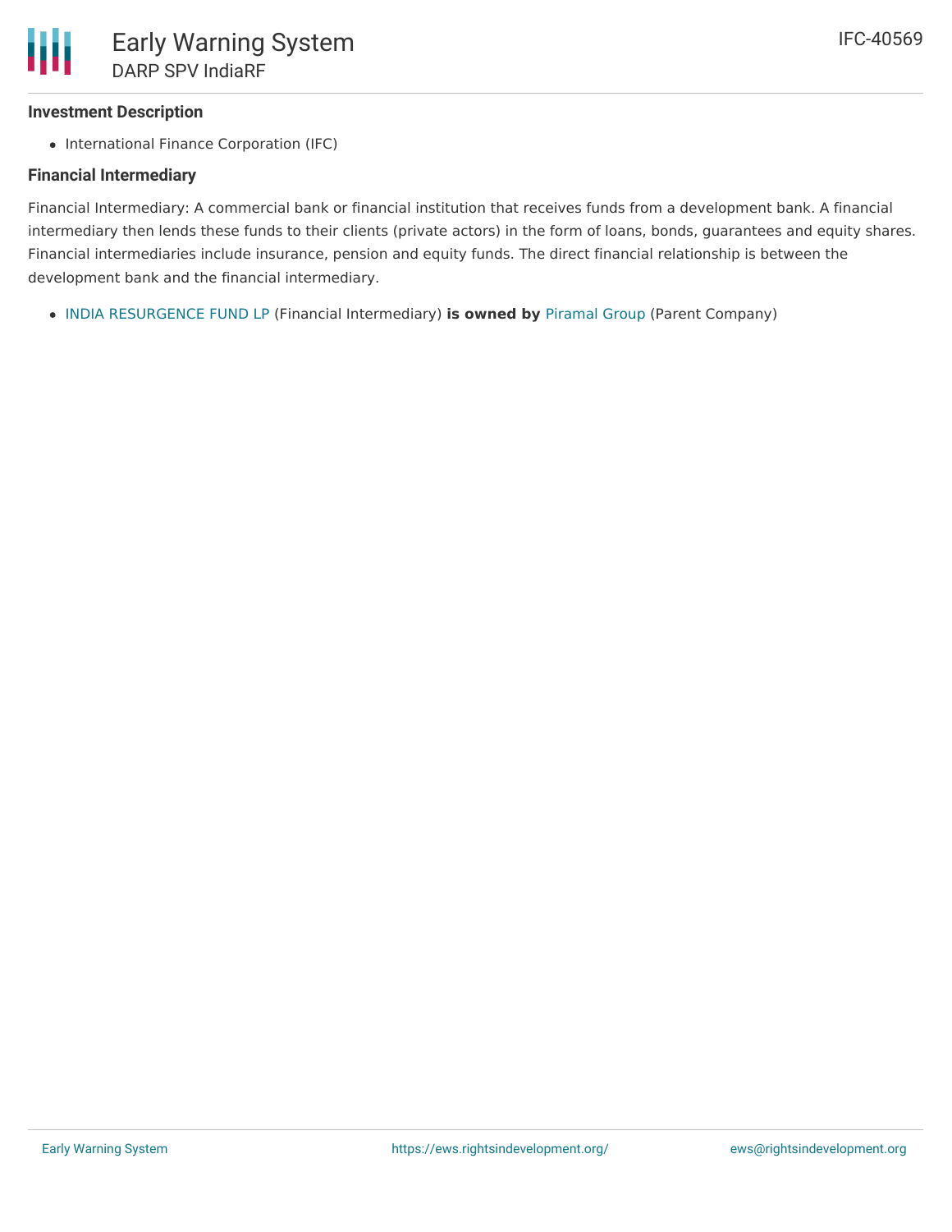### Investment Description

- International Finance Corporation (IFC)

### Financial Intermediary

Financial Intermediary: A commercial bank or financial institution that receives funds from a development bank. A financial intermediary then lends these funds to their clients (private actors) in the form of loans, bonds, guarantees and equity shares. Financial intermediaries include insurance, pension and equity funds. The direct financial relationship is between the development bank and the financial intermediary.

- INDIA RESURGENCE FUND LP (Financial Intermediary) **is owned by** Piramal Group (Parent Company)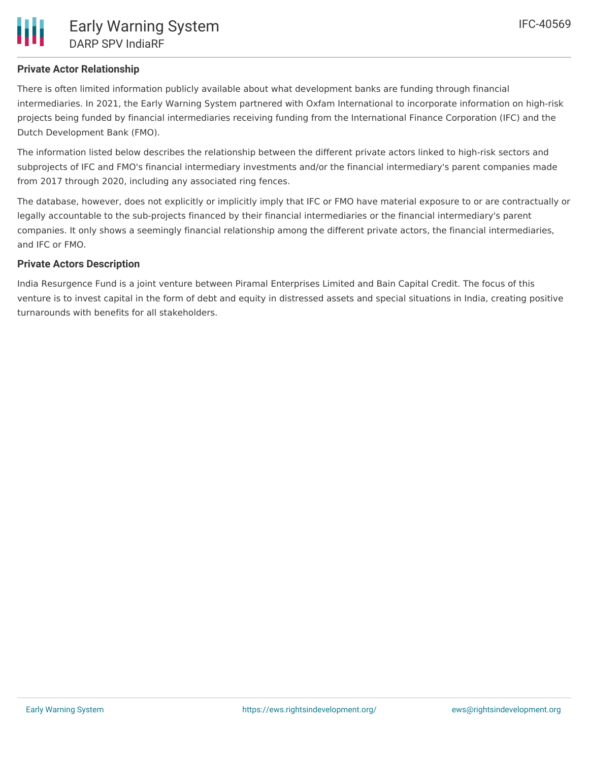## Private Actor Relationship

There is often limited information publicly available about what development banks are funding through financial intermediaries. In 2021, the Early Warning System partnered with Oxfam International to incorporate information on high-risk projects being funded by financial intermediaries receiving funding from the International Finance Corporation (IFC) and the Dutch Development Bank (FMO).

The information listed below describes the relationship between the different private actors linked to high-risk sectors and subprojects of IFC and FMO's financial intermediary investments and/or the financial intermediary's parent companies made from 2017 through 2020, including any associated ring fences.

The database, however, does not explicitly or implicitly imply that IFC or FMO have material exposure to or are contractually or legally accountable to the sub-projects financed by their financial intermediaries or the financial intermediary's parent companies. It only shows a seemingly financial relationship among the different private actors, the financial intermediaries, and IFC or FMO.

## Private Actors Description

India Resurgence Fund is a joint venture between Piramal Enterprises Limited and Bain Capital Credit. The focus of this venture is to invest capital in the form of debt and equity in distressed assets and special situations in India, creating positive turnarounds with benefits for all stakeholders.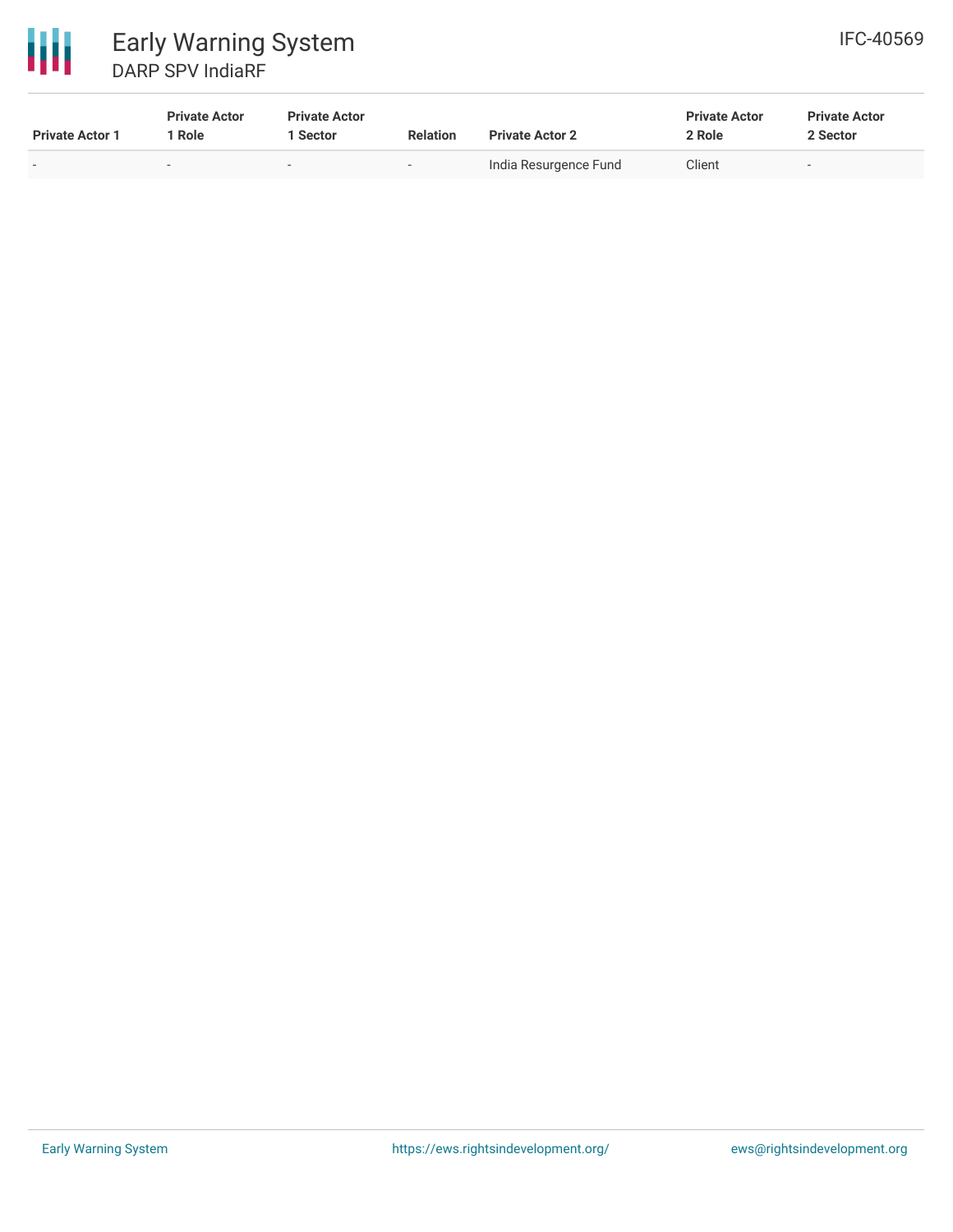| Private Actor 1 | Private Actor 1 Role | Private Actor 1 Sector | Relation | Private Actor 2 | Private Actor 2 Role | Private Actor 2 Sector |
|---|---|---|---|---|---|---|
| - | - | - | - | India Resurgence Fund | Client | - |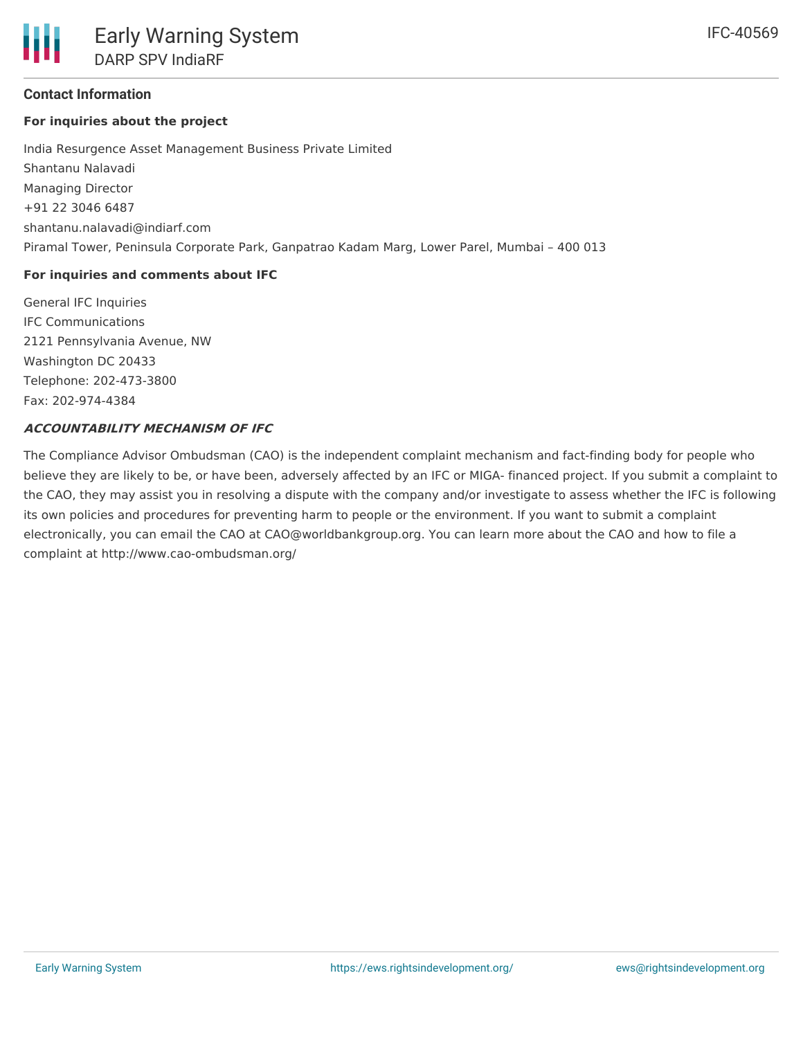## Contact Information

**For inquiries about the project**

India Resurgence Asset Management Business Private Limited
Shantanu Nalavadi
Managing Director
+91 22 3046 6487
shantanu.nalavadi@indiarf.com
Piramal Tower, Peninsula Corporate Park, Ganpatrao Kadam Marg, Lower Parel, Mumbai – 400 013

**For inquiries and comments about IFC**

General IFC Inquiries
IFC Communications
2121 Pennsylvania Avenue, NW
Washington DC 20433
Telephone: 202-473-3800
Fax: 202-974-4384

***ACCOUNTABILITY MECHANISM OF IFC***

The Compliance Advisor Ombudsman (CAO) is the independent complaint mechanism and fact-finding body for people who believe they are likely to be, or have been, adversely affected by an IFC or MIGA- financed project. If you submit a complaint to the CAO, they may assist you in resolving a dispute with the company and/or investigate to assess whether the IFC is following its own policies and procedures for preventing harm to people or the environment. If you want to submit a complaint electronically, you can email the CAO at CAO@worldbankgroup.org. You can learn more about the CAO and how to file a complaint at http://www.cao-ombudsman.org/